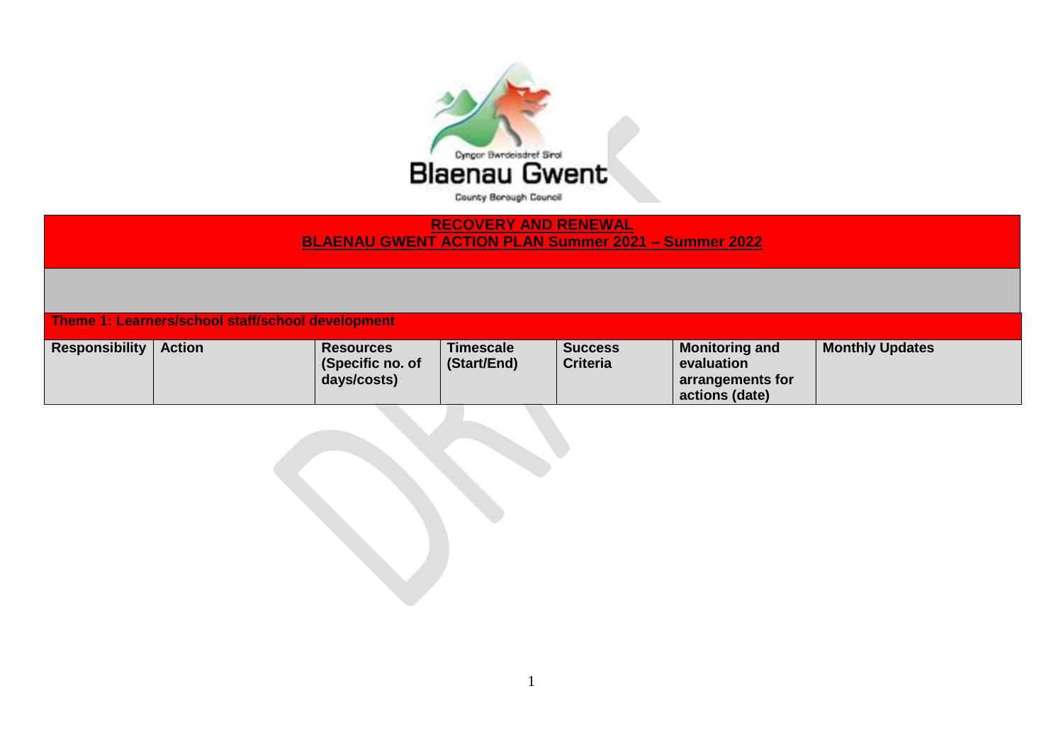Cyngor Bwrdeisdref Sirol
Blaenau Gwent
County Borough Council

# RECOVERY AND RENEWAL
## BLAENAU GWENT ACTION PLAN Summer 2021 – Summer 2022

**Theme 1: Learners/school staff/school development**

| Responsibility | Action | Resources (Specific no. of days/costs) | Timescale (Start/End) | Success Criteria | Monitoring and evaluation arrangements for actions (date) | Monthly Updates |
| --- | --- | --- | --- | --- | --- | --- |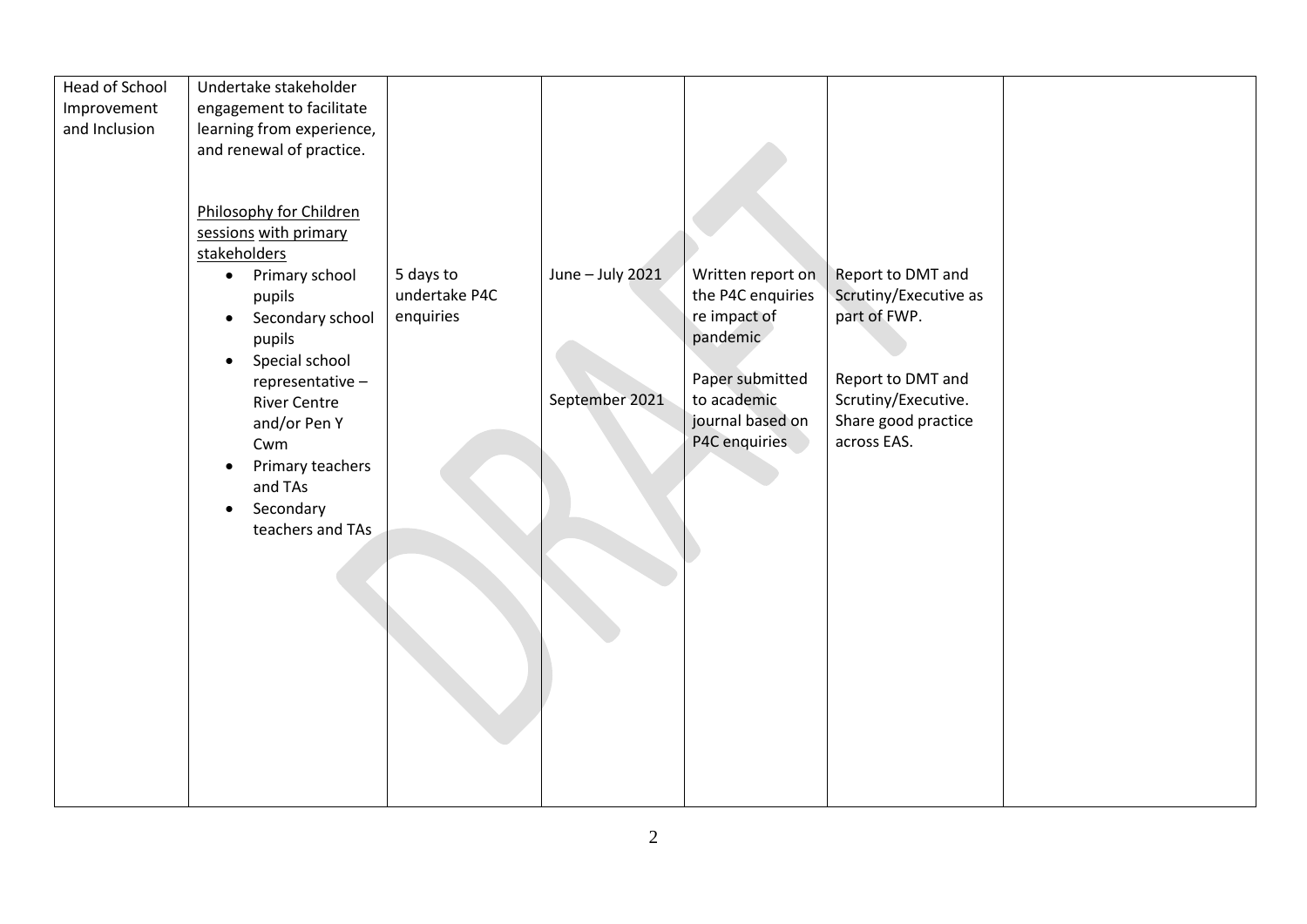| | | | | | | |
|---|---|---|---|---|---|---|
| Head of School Improvement and Inclusion | Undertake stakeholder engagement to facilitate learning from experience, and renewal of practice.<br><br><u>Philosophy for Children sessions</u> <u>with primary stakeholders</u><br>• Primary school pupils<br>• Secondary school pupils<br>• Special school representative – River Centre and/or Pen Y Cwm<br>• Primary teachers and TAs<br>• Secondary teachers and TAs | 5 days to undertake P4C enquiries | June – July 2021<br><br><br><br>September 2021 | Written report on the P4C enquiries re impact of pandemic<br><br>Paper submitted to academic journal based on P4C enquiries | Report to DMT and Scrutiny/Executive as part of FWP.<br><br>Report to DMT and Scrutiny/Executive. Share good practice across EAS. | |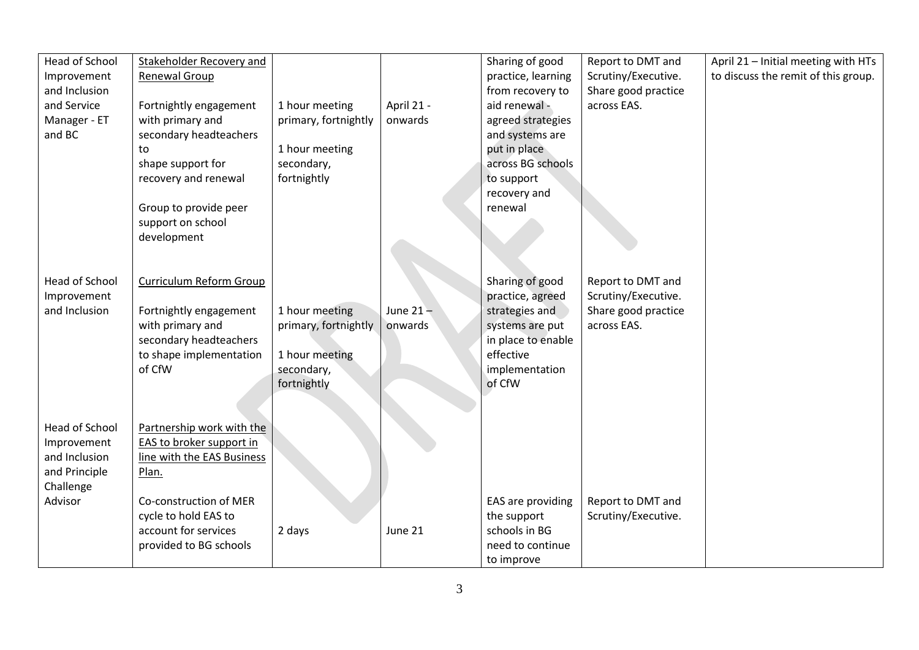| | | | | | | |
|---|---|---|---|---|---|---|
| Head of School Improvement and Inclusion and Service Manager - ET and BC | <u>Stakeholder Recovery and Renewal Group</u><br><br>Fortnightly engagement with primary and secondary headteachers to shape support for recovery and renewal<br><br>Group to provide peer support on school development | 1 hour meeting primary, fortnightly<br><br>1 hour meeting secondary, fortnightly | April 21 - onwards | Sharing of good practice, learning from recovery to aid renewal - agreed strategies and systems are put in place across BG schools to support recovery and renewal | Report to DMT and Scrutiny/Executive. Share good practice across EAS. | April 21 – Initial meeting with HTs to discuss the remit of this group. |
| Head of School Improvement and Inclusion | <u>Curriculum Reform Group</u><br><br>Fortnightly engagement with primary and secondary headteachers to shape implementation of CfW | 1 hour meeting primary, fortnightly<br><br>1 hour meeting secondary, fortnightly | June 21 – onwards | Sharing of good practice, agreed strategies and systems are put in place to enable effective implementation of CfW | Report to DMT and Scrutiny/Executive. Share good practice across EAS. | |
| Head of School Improvement and Inclusion and Principle Challenge Advisor | <u>Partnership work with the EAS to broker support in line with the EAS Business Plan.</u><br><br>Co-construction of MER cycle to hold EAS to account for services provided to BG schools | 2 days | June 21 | EAS are providing the support schools in BG need to continue to improve | Report to DMT and Scrutiny/Executive. | |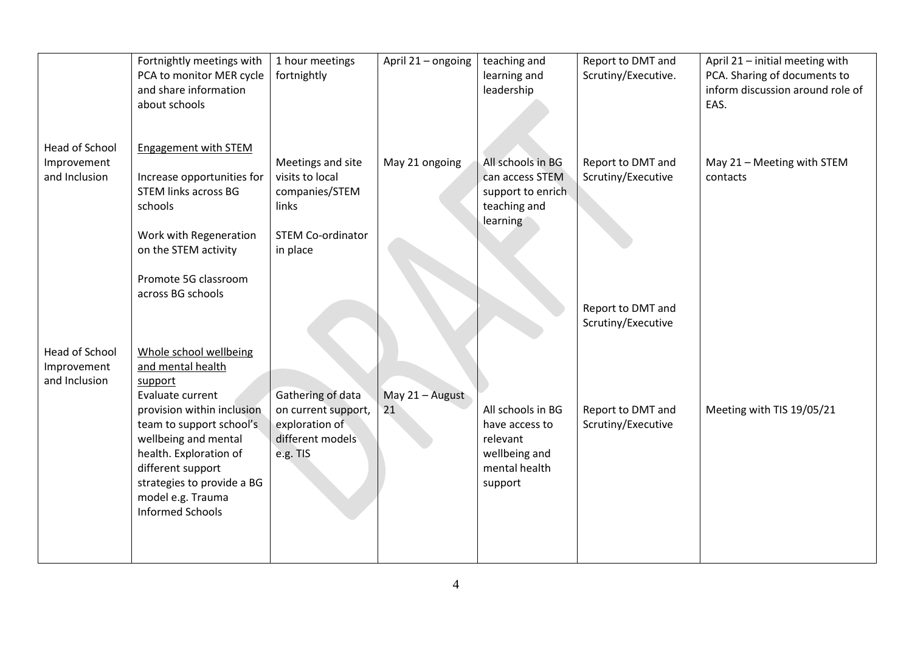|  |  |  |  |  |  |  |
|---|---|---|---|---|---|---|
|  | Fortnightly meetings with PCA to monitor MER cycle and share information about schools | 1 hour meetings fortnightly | April 21 – ongoing | teaching and learning and leadership | Report to DMT and Scrutiny/Executive. | April 21 – initial meeting with PCA. Sharing of documents to inform discussion around role of EAS. |
| Head of School Improvement and Inclusion | <u>Engagement with STEM</u><br><br>Increase opportunities for STEM links across BG schools<br><br>Work with Regeneration on the STEM activity<br><br>Promote 5G classroom across BG schools | Meetings and site visits to local companies/STEM links<br><br>STEM Co-ordinator in place | May 21 ongoing | All schools in BG can access STEM support to enrich teaching and learning | Report to DMT and Scrutiny/Executive<br><br>Report to DMT and Scrutiny/Executive | May 21 – Meeting with STEM contacts |
| Head of School Improvement and Inclusion | <u>Whole school wellbeing and mental health support</u><br>Evaluate current provision within inclusion team to support school's wellbeing and mental health. Exploration of different support strategies to provide a BG model e.g. Trauma Informed Schools | Gathering of data on current support, exploration of different models e.g. TIS | May 21 – August 21 | All schools in BG have access to relevant wellbeing and mental health support | Report to DMT and Scrutiny/Executive | Meeting with TIS 19/05/21 |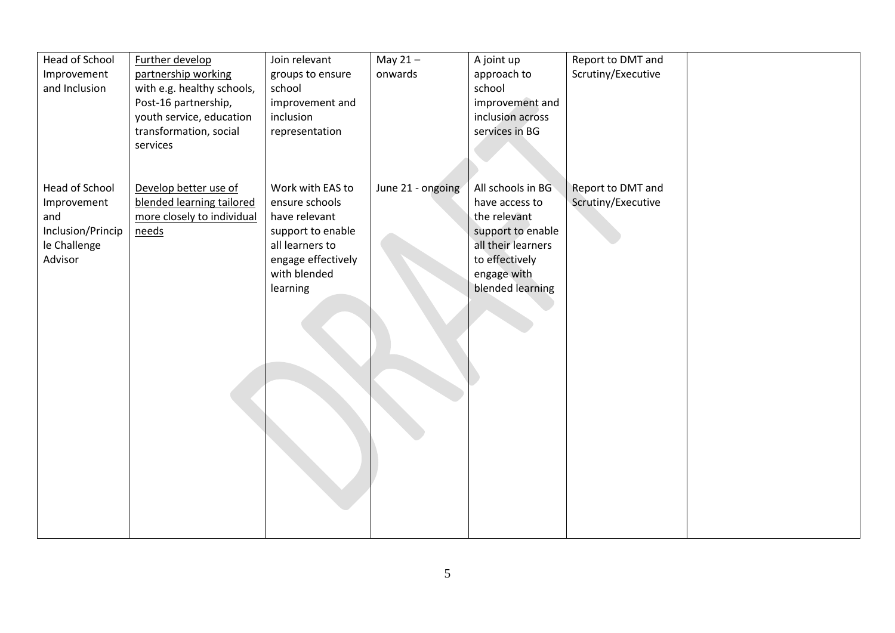| | | | | | | |
|---|---|---|---|---|---|---|
| Head of School Improvement and Inclusion | Further develop partnership working with e.g. healthy schools, Post-16 partnership, youth service, education transformation, social services | Join relevant groups to ensure school improvement and inclusion representation | May 21 – onwards | A joint up approach to school improvement and inclusion across services in BG | Report to DMT and Scrutiny/Executive | |
| Head of School Improvement and Inclusion/Principle Challenge Advisor | Develop better use of blended learning tailored more closely to individual needs | Work with EAS to ensure schools have relevant support to enable all learners to engage effectively with blended learning | June 21 - ongoing | All schools in BG have access to the relevant support to enable all their learners to effectively engage with blended learning | Report to DMT and Scrutiny/Executive | |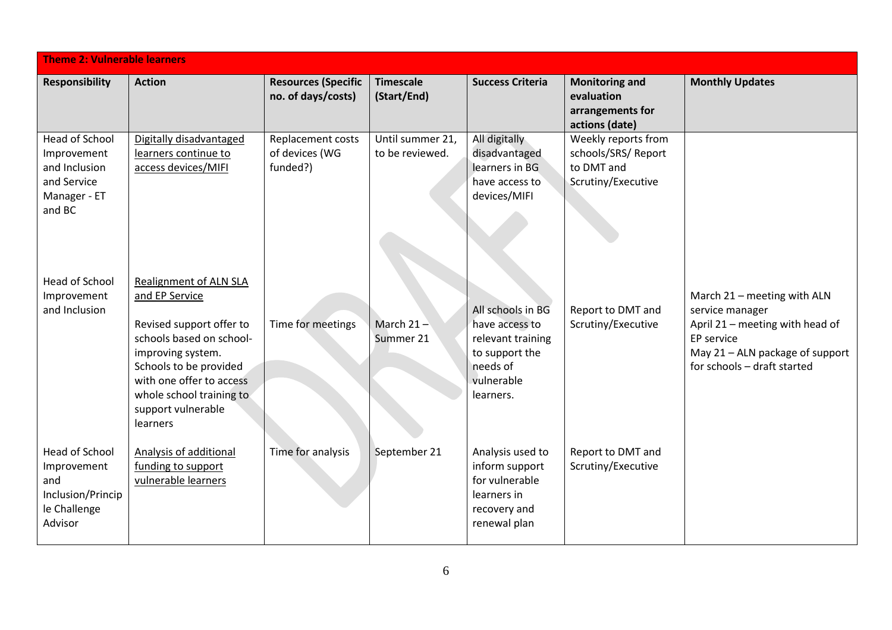| Theme 2: Vulnerable learners | | | | | | |
|---|---|---|---|---|---|---|
| **Responsibility** | **Action** | **Resources (Specific no. of days/costs)** | **Timescale (Start/End)** | **Success Criteria** | **Monitoring and evaluation arrangements for actions (date)** | **Monthly Updates** |
| Head of School Improvement and Inclusion and Service Manager - ET and BC | Digitally disadvantaged learners continue to access devices/MIFI | Replacement costs of devices (WG funded?) | Until summer 21, to be reviewed. | All digitally disadvantaged learners in BG have access to devices/MIFI | Weekly reports from schools/SRS/ Report to DMT and Scrutiny/Executive | |
| Head of School Improvement and Inclusion | Realignment of ALN SLA and EP Service<br><br>Revised support offer to schools based on school-improving system. Schools to be provided with one offer to access whole school training to support vulnerable learners | Time for meetings | March 21 – Summer 21 | All schools in BG have access to relevant training to support the needs of vulnerable learners. | Report to DMT and Scrutiny/Executive | March 21 – meeting with ALN service manager<br>April 21 – meeting with head of EP service<br>May 21 – ALN package of support for schools – draft started |
| Head of School Improvement and Inclusion/Principle Challenge Advisor | Analysis of additional funding to support vulnerable learners | Time for analysis | September 21 | Analysis used to inform support for vulnerable learners in recovery and renewal plan | Report to DMT and Scrutiny/Executive | |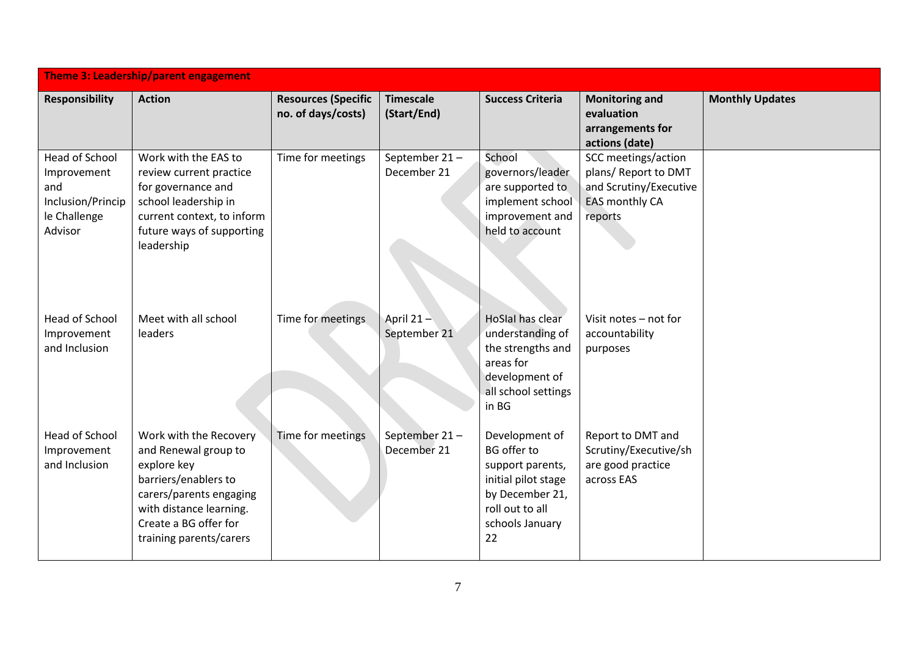| Theme 3: Leadership/parent engagement | | | | | | |
|---|---|---|---|---|---|---|
| **Responsibility** | **Action** | **Resources (Specific no. of days/costs)** | **Timescale (Start/End)** | **Success Criteria** | **Monitoring and evaluation arrangements for actions (date)** | **Monthly Updates** |
| Head of School Improvement and Inclusion/Principle Challenge Advisor | Work with the EAS to review current practice for governance and school leadership in current context, to inform future ways of supporting leadership | Time for meetings | September 21 – December 21 | School governors/leader are supported to implement school improvement and held to account | SCC meetings/action plans/ Report to DMT and Scrutiny/Executive EAS monthly CA reports | |
| Head of School Improvement and Inclusion | Meet with all school leaders | Time for meetings | April 21 – September 21 | HoSIaI has clear understanding of the strengths and areas for development of all school settings in BG | Visit notes – not for accountability purposes | |
| Head of School Improvement and Inclusion | Work with the Recovery and Renewal group to explore key barriers/enablers to carers/parents engaging with distance learning. Create a BG offer for training parents/carers | Time for meetings | September 21 – December 21 | Development of BG offer to support parents, initial pilot stage by December 21, roll out to all schools January 22 | Report to DMT and Scrutiny/Executive/share good practice across EAS | |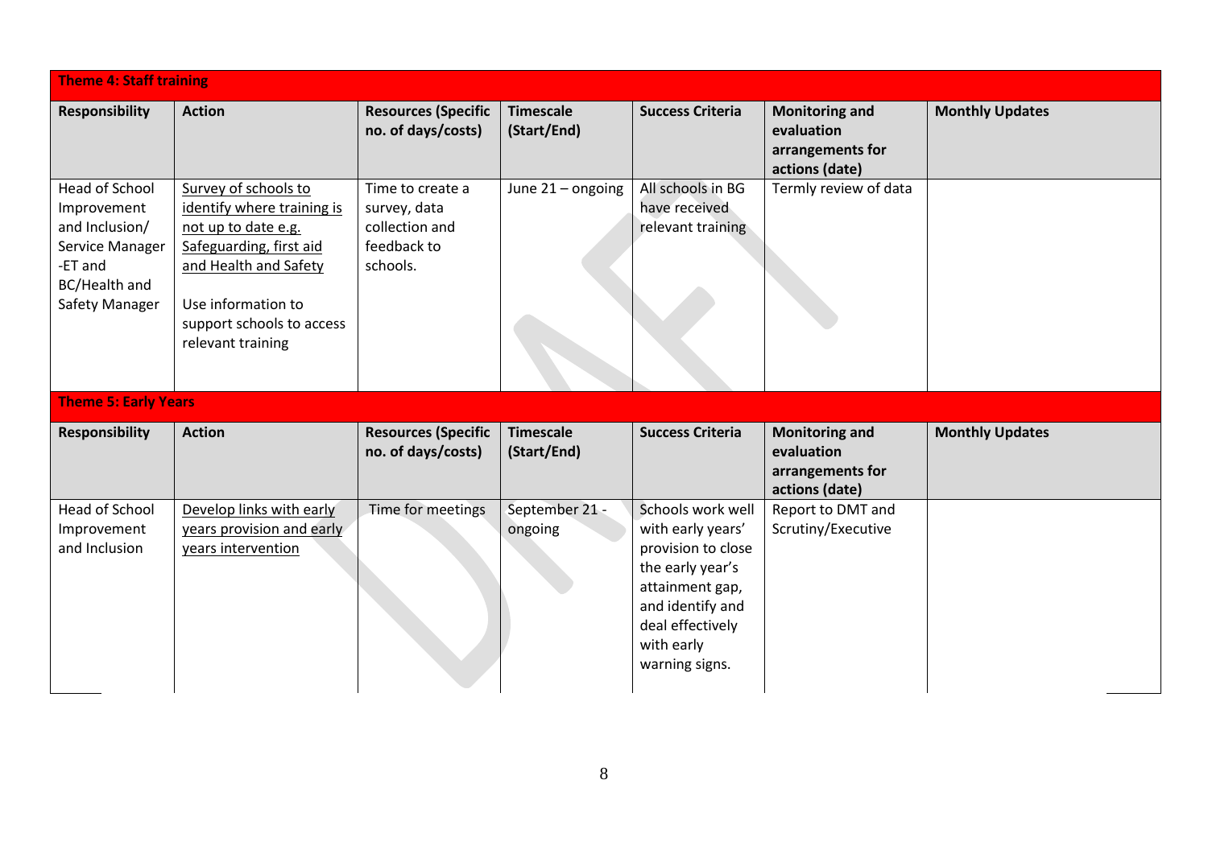| Theme 4: Staff training | | | | | | |
|---|---|---|---|---|---|---|
| **Responsibility** | **Action** | **Resources (Specific no. of days/costs)** | **Timescale (Start/End)** | **Success Criteria** | **Monitoring and evaluation arrangements for actions (date)** | **Monthly Updates** |
| Head of School Improvement and Inclusion/ Service Manager -ET and BC/Health and Safety Manager | Survey of schools to identify where training is not up to date e.g. Safeguarding, first aid and Health and Safety<br><br>Use information to support schools to access relevant training | Time to create a survey, data collection and feedback to schools. | June 21 – ongoing | All schools in BG have received relevant training | Termly review of data | |

| Theme 5: Early Years | | | | | | |
|---|---|---|---|---|---|---|
| **Responsibility** | **Action** | **Resources (Specific no. of days/costs)** | **Timescale (Start/End)** | **Success Criteria** | **Monitoring and evaluation arrangements for actions (date)** | **Monthly Updates** |
| Head of School Improvement and Inclusion | Develop links with early years provision and early years intervention | Time for meetings | September 21 - ongoing | Schools work well with early years' provision to close the early year's attainment gap, and identify and deal effectively with early warning signs. | Report to DMT and Scrutiny/Executive | |